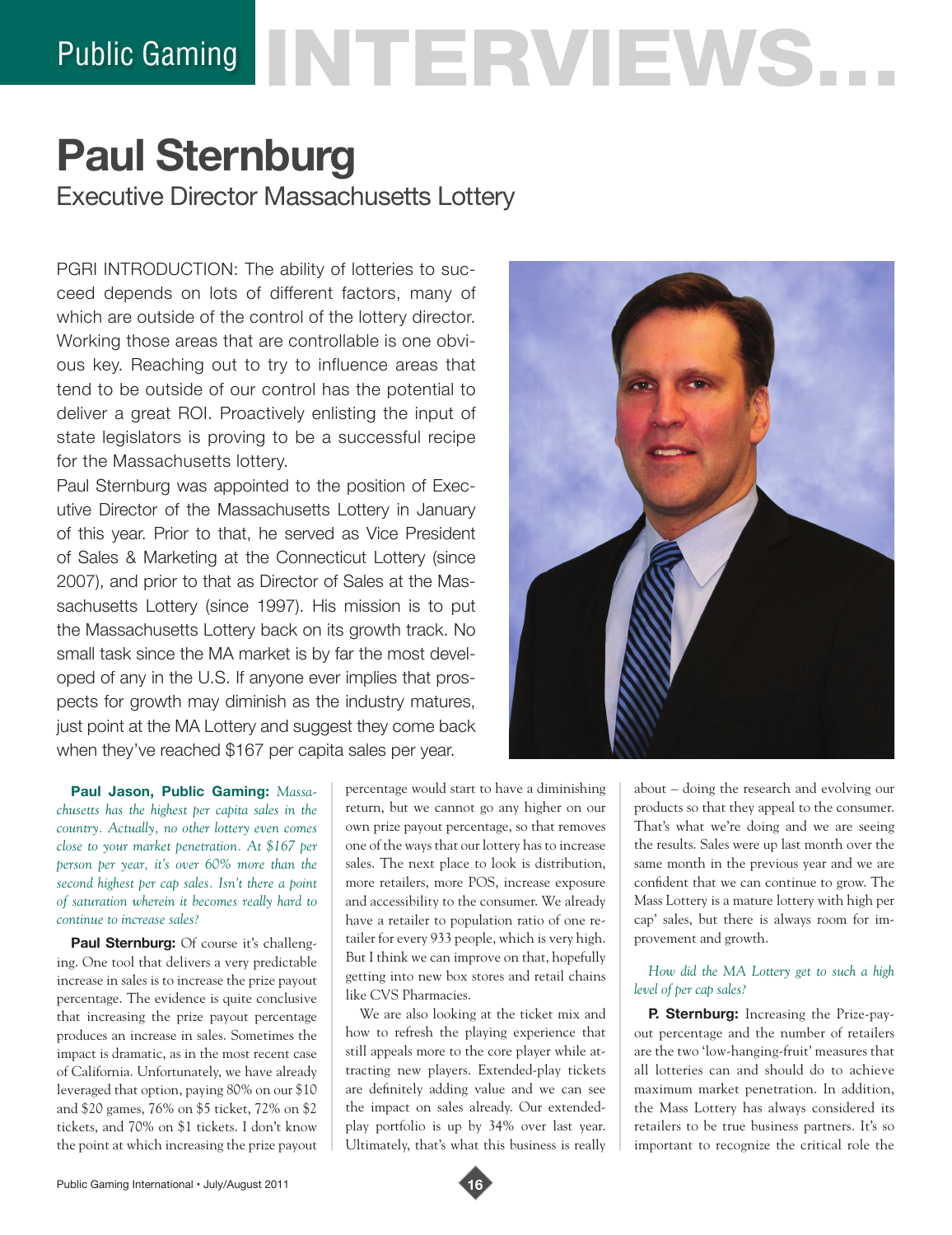# Public Gaming INTERVIEWS...

## Paul Sternburg

### Executive Director Massachusetts Lottery

PGRI INTRODUCTION: The ability of lotteries to succeed depends on lots of different factors, many of which are outside of the control of the lottery director. Working those areas that are controllable is one obvious key. Reaching out to try to influence areas that tend to be outside of our control has the potential to deliver a great ROI. Proactively enlisting the input of state legislators is proving to be a successful recipe for the Massachusetts lottery.

Paul Sternburg was appointed to the position of Executive Director of the Massachusetts Lottery in January of this year. Prior to that, he served as Vice President of Sales & Marketing at the Connecticut Lottery (since 2007), and prior to that as Director of Sales at the Massachusetts Lottery (since 1997). His mission is to put the Massachusetts Lottery back on its growth track. No small task since the MA market is by far the most developed of any in the U.S. If anyone ever implies that prospects for growth may diminish as the industry matures, just point at the MA Lottery and suggest they come back when they've reached $167 per capita sales per year.

**Paul Jason, Public Gaming:** *Massachusetts has the highest per capita sales in the country. Actually, no other lottery even comes close to your market penetration. At $167 per person per year, it's over 60% more than the second highest per cap sales. Isn't there a point of saturation wherein it becomes really hard to continue to increase sales?*

**Paul Sternburg:** Of course it's challenging. One tool that delivers a very predictable increase in sales is to increase the prize payout percentage. The evidence is quite conclusive that increasing the prize payout percentage produces an increase in sales. Sometimes the impact is dramatic, as in the most recent case of California. Unfortunately, we have already leveraged that option, paying 80% on our $10 and $20 games, 76% on $5 ticket, 72% on $2 tickets, and 70% on $1 tickets. I don't know the point at which increasing the prize payout percentage would start to have a diminishing return, but we cannot go any higher on our own prize payout percentage, so that removes one of the ways that our lottery has to increase sales. The next place to look is distribution, more retailers, more POS, increase exposure and accessibility to the consumer. We already have a retailer to population ratio of one retailer for every 933 people, which is very high. But I think we can improve on that, hopefully getting into new box stores and retail chains like CVS Pharmacies.

We are also looking at the ticket mix and how to refresh the playing experience that still appeals more to the core player while attracting new players. Extended-play tickets are definitely adding value and we can see the impact on sales already. Our extended-play portfolio is up by 34% over last year. Ultimately, that's what this business is really about – doing the research and evolving our products so that they appeal to the consumer. That's what we're doing and we are seeing the results. Sales were up last month over the same month in the previous year and we are confident that we can continue to grow. The Mass Lottery is a mature lottery with high per cap' sales, but there is always room for improvement and growth.

*How did the MA Lottery get to such a high level of per cap sales?*

**P. Sternburg:** Increasing the Prize-payout percentage and the number of retailers are the two 'low-hanging-fruit' measures that all lotteries can and should do to achieve maximum market penetration. In addition, the Mass Lottery has always considered its retailers to be true business partners. It's so important to recognize the critical role the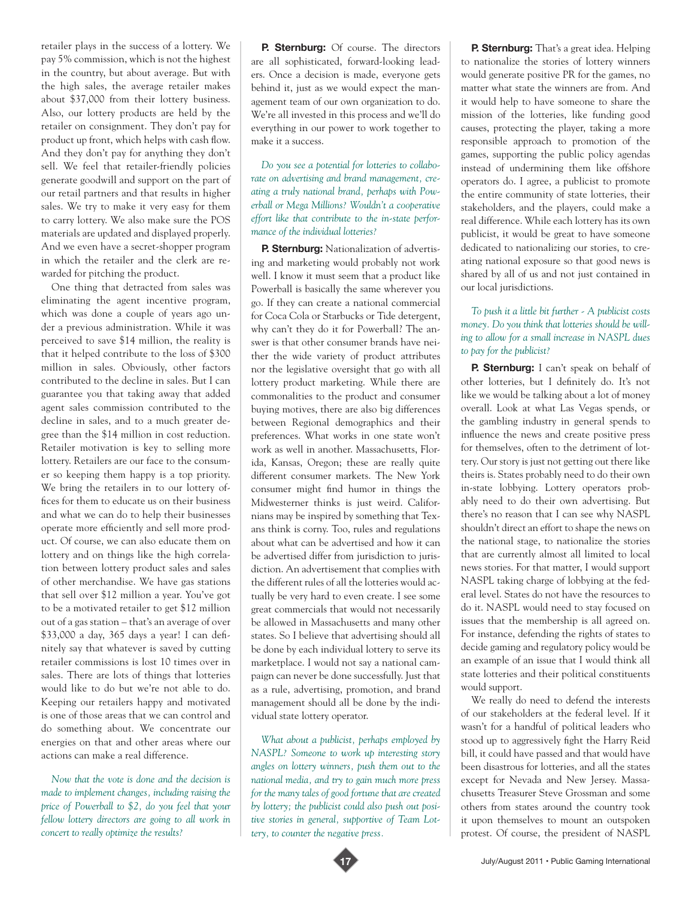retailer plays in the success of a lottery. We pay 5% commission, which is not the highest in the country, but about average. But with the high sales, the average retailer makes about $37,000 from their lottery business. Also, our lottery products are held by the retailer on consignment. They don't pay for product up front, which helps with cash flow. And they don't pay for anything they don't sell. We feel that retailer-friendly policies generate goodwill and support on the part of our retail partners and that results in higher sales. We try to make it very easy for them to carry lottery. We also make sure the POS materials are updated and displayed properly. And we even have a secret-shopper program in which the retailer and the clerk are rewarded for pitching the product.

One thing that detracted from sales was eliminating the agent incentive program, which was done a couple of years ago under a previous administration. While it was perceived to save $14 million, the reality is that it helped contribute to the loss of $300 million in sales. Obviously, other factors contributed to the decline in sales. But I can guarantee you that taking away that added agent sales commission contributed to the decline in sales, and to a much greater degree than the $14 million in cost reduction. Retailer motivation is key to selling more lottery. Retailers are our face to the consumer so keeping them happy is a top priority. We bring the retailers in to our lottery offices for them to educate us on their business and what we can do to help their businesses operate more efficiently and sell more product. Of course, we can also educate them on lottery and on things like the high correlation between lottery product sales and sales of other merchandise. We have gas stations that sell over $12 million a year. You've got to be a motivated retailer to get $12 million out of a gas station – that's an average of over $33,000 a day, 365 days a year! I can definitely say that whatever is saved by cutting retailer commissions is lost 10 times over in sales. There are lots of things that lotteries would like to do but we're not able to do. Keeping our retailers happy and motivated is one of those areas that we can control and do something about. We concentrate our energies on that and other areas where our actions can make a real difference.

*Now that the vote is done and the decision is made to implement changes, including raising the price of Powerball to $2, do you feel that your fellow lottery directors are going to all work in concert to really optimize the results?*

**P. Sternburg:** Of course. The directors are all sophisticated, forward-looking leaders. Once a decision is made, everyone gets behind it, just as we would expect the management team of our own organization to do. We're all invested in this process and we'll do everything in our power to work together to make it a success.

*Do you see a potential for lotteries to collaborate on advertising and brand management, creating a truly national brand, perhaps with Powerball or Mega Millions? Wouldn't a cooperative effort like that contribute to the in-state performance of the individual lotteries?*

**P. Sternburg:** Nationalization of advertising and marketing would probably not work well. I know it must seem that a product like Powerball is basically the same wherever you go. If they can create a national commercial for Coca Cola or Starbucks or Tide detergent, why can't they do it for Powerball? The answer is that other consumer brands have neither the wide variety of product attributes nor the legislative oversight that go with all lottery product marketing. While there are commonalities to the product and consumer buying motives, there are also big differences between Regional demographics and their preferences. What works in one state won't work as well in another. Massachusetts, Florida, Kansas, Oregon; these are really quite different consumer markets. The New York consumer might find humor in things the Midwesterner thinks is just weird. Californians may be inspired by something that Texans think is corny. Too, rules and regulations about what can be advertised and how it can be advertised differ from jurisdiction to jurisdiction. An advertisement that complies with the different rules of all the lotteries would actually be very hard to even create. I see some great commercials that would not necessarily be allowed in Massachusetts and many other states. So I believe that advertising should all be done by each individual lottery to serve its marketplace. I would not say a national campaign can never be done successfully. Just that as a rule, advertising, promotion, and brand management should all be done by the individual state lottery operator.

*What about a publicist, perhaps employed by NASPL? Someone to work up interesting story angles on lottery winners, push them out to the national media, and try to gain much more press for the many tales of good fortune that are created by lottery; the publicist could also push out positive stories in general, supportive of Team Lottery, to counter the negative press.*

**P. Sternburg:** That's a great idea. Helping to nationalize the stories of lottery winners would generate positive PR for the games, no matter what state the winners are from. And it would help to have someone to share the mission of the lotteries, like funding good causes, protecting the player, taking a more responsible approach to promotion of the games, supporting the public policy agendas instead of undermining them like offshore operators do. I agree, a publicist to promote the entire community of state lotteries, their stakeholders, and the players, could make a real difference. While each lottery has its own publicist, it would be great to have someone dedicated to nationalizing our stories, to creating national exposure so that good news is shared by all of us and not just contained in our local jurisdictions.

*To push it a little bit further - A publicist costs money. Do you think that lotteries should be willing to allow for a small increase in NASPL dues to pay for the publicist?*

**P. Sternburg:** I can't speak on behalf of other lotteries, but I definitely do. It's not like we would be talking about a lot of money overall. Look at what Las Vegas spends, or the gambling industry in general spends to influence the news and create positive press for themselves, often to the detriment of lottery. Our story is just not getting out there like theirs is. States probably need to do their own in-state lobbying. Lottery operators probably need to do their own advertising. But there's no reason that I can see why NASPL shouldn't direct an effort to shape the news on the national stage, to nationalize the stories that are currently almost all limited to local news stories. For that matter, I would support NASPL taking charge of lobbying at the federal level. States do not have the resources to do it. NASPL would need to stay focused on issues that the membership is all agreed on. For instance, defending the rights of states to decide gaming and regulatory policy would be an example of an issue that I would think all state lotteries and their political constituents would support.

We really do need to defend the interests of our stakeholders at the federal level. If it wasn't for a handful of political leaders who stood up to aggressively fight the Harry Reid bill, it could have passed and that would have been disastrous for lotteries, and all the states except for Nevada and New Jersey. Massachusetts Treasurer Steve Grossman and some others from states around the country took it upon themselves to mount an outspoken protest. Of course, the president of NASPL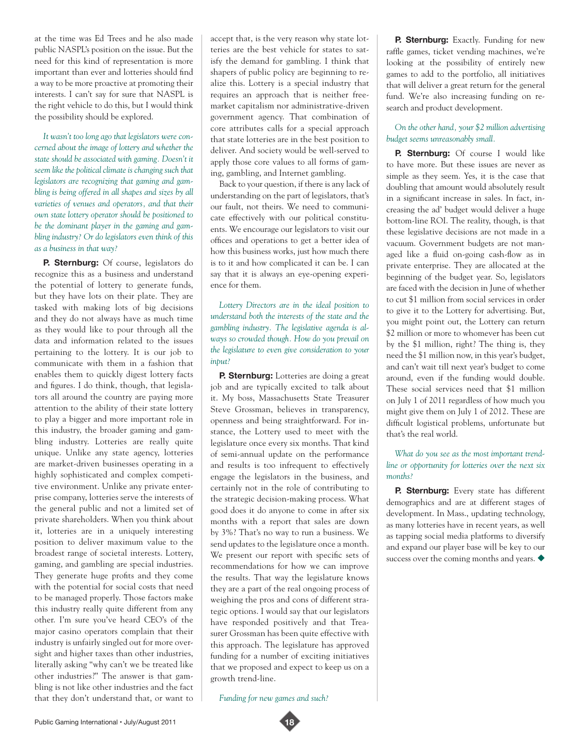at the time was Ed Trees and he also made public NASPL's position on the issue. But the need for this kind of representation is more important than ever and lotteries should find a way to be more proactive at promoting their interests. I can't say for sure that NASPL is the right vehicle to do this, but I would think the possibility should be explored.

*It wasn't too long ago that legislators were concerned about the image of lottery and whether the state should be associated with gaming. Doesn't it seem like the political climate is changing such that legislators are recognizing that gaming and gambling is being offered in all shapes and sizes by all varieties of venues and operators, and that their own state lottery operator should be positioned to be the dominant player in the gaming and gambling industry? Or do legislators even think of this as a business in that way?*

**P. Sternburg:** Of course, legislators do recognize this as a business and understand the potential of lottery to generate funds, but they have lots on their plate. They are tasked with making lots of big decisions and they do not always have as much time as they would like to pour through all the data and information related to the issues pertaining to the lottery. It is our job to communicate with them in a fashion that enables them to quickly digest lottery facts and figures. I do think, though, that legislators all around the country are paying more attention to the ability of their state lottery to play a bigger and more important role in this industry, the broader gaming and gambling industry. Lotteries are really quite unique. Unlike any state agency, lotteries are market-driven businesses operating in a highly sophisticated and complex competitive environment. Unlike any private enterprise company, lotteries serve the interests of the general public and not a limited set of private shareholders. When you think about it, lotteries are in a uniquely interesting position to deliver maximum value to the broadest range of societal interests. Lottery, gaming, and gambling are special industries. They generate huge profits and they come with the potential for social costs that need to be managed properly. Those factors make this industry really quite different from any other. I'm sure you've heard CEO's of the major casino operators complain that their industry is unfairly singled out for more oversight and higher taxes than other industries, literally asking "why can't we be treated like other industries?" The answer is that gambling is not like other industries and the fact that they don't understand that, or want to accept that, is the very reason why state lotteries are the best vehicle for states to satisfy the demand for gambling. I think that shapers of public policy are beginning to realize this. Lottery is a special industry that requires an approach that is neither free-market capitalism nor administrative-driven government agency. That combination of core attributes calls for a special approach that state lotteries are in the best position to deliver. And society would be well-served to apply those core values to all forms of gaming, gambling, and Internet gambling.

Back to your question, if there is any lack of understanding on the part of legislators, that's our fault, not theirs. We need to communicate effectively with our political constituents. We encourage our legislators to visit our offices and operations to get a better idea of how this business works, just how much there is to it and how complicated it can be. I can say that it is always an eye-opening experience for them.

*Lottery Directors are in the ideal position to understand both the interests of the state and the gambling industry. The legislative agenda is always so crowded though. How do you prevail on the legislature to even give consideration to your input?*

**P. Sternburg:** Lotteries are doing a great job and are typically excited to talk about it. My boss, Massachusetts State Treasurer Steve Grossman, believes in transparency, openness and being straightforward. For instance, the Lottery used to meet with the legislature once every six months. That kind of semi-annual update on the performance and results is too infrequent to effectively engage the legislators in the business, and certainly not in the role of contributing to the strategic decision-making process. What good does it do anyone to come in after six months with a report that sales are down by 3%? That's no way to run a business. We send updates to the legislature once a month. We present our report with specific sets of recommendations for how we can improve the results. That way the legislature knows they are a part of the real ongoing process of weighing the pros and cons of different strategic options. I would say that our legislators have responded positively and that Treasurer Grossman has been quite effective with this approach. The legislature has approved funding for a number of exciting initiatives that we proposed and expect to keep us on a growth trend-line.

*Funding for new games and such?*

**P. Sternburg:** Exactly. Funding for new raffle games, ticket vending machines, we're looking at the possibility of entirely new games to add to the portfolio, all initiatives that will deliver a great return for the general fund. We're also increasing funding on research and product development.

*On the other hand, your $2 million advertising budget seems unreasonably small.*

**P. Sternburg:** Of course I would like to have more. But these issues are never as simple as they seem. Yes, it is the case that doubling that amount would absolutely result in a significant increase in sales. In fact, increasing the ad' budget would deliver a huge bottom-line ROI. The reality, though, is that these legislative decisions are not made in a vacuum. Government budgets are not managed like a fluid on-going cash-flow as in private enterprise. They are allocated at the beginning of the budget year. So, legislators are faced with the decision in June of whether to cut $1 million from social services in order to give it to the Lottery for advertising. But, you might point out, the Lottery can return $2 million or more to whomever has been cut by the $1 million, right? The thing is, they need the $1 million now, in this year's budget, and can't wait till next year's budget to come around, even if the funding would double. These social services need that $1 million on July 1 of 2011 regardless of how much you might give them on July 1 of 2012. These are difficult logistical problems, unfortunate but that's the real world.

*What do you see as the most important trend-line or opportunity for lotteries over the next six months?*

**P. Sternburg:** Every state has different demographics and are at different stages of development. In Mass., updating technology, as many lotteries have in recent years, as well as tapping social media platforms to diversify and expand our player base will be key to our success over the coming months and years. ◆